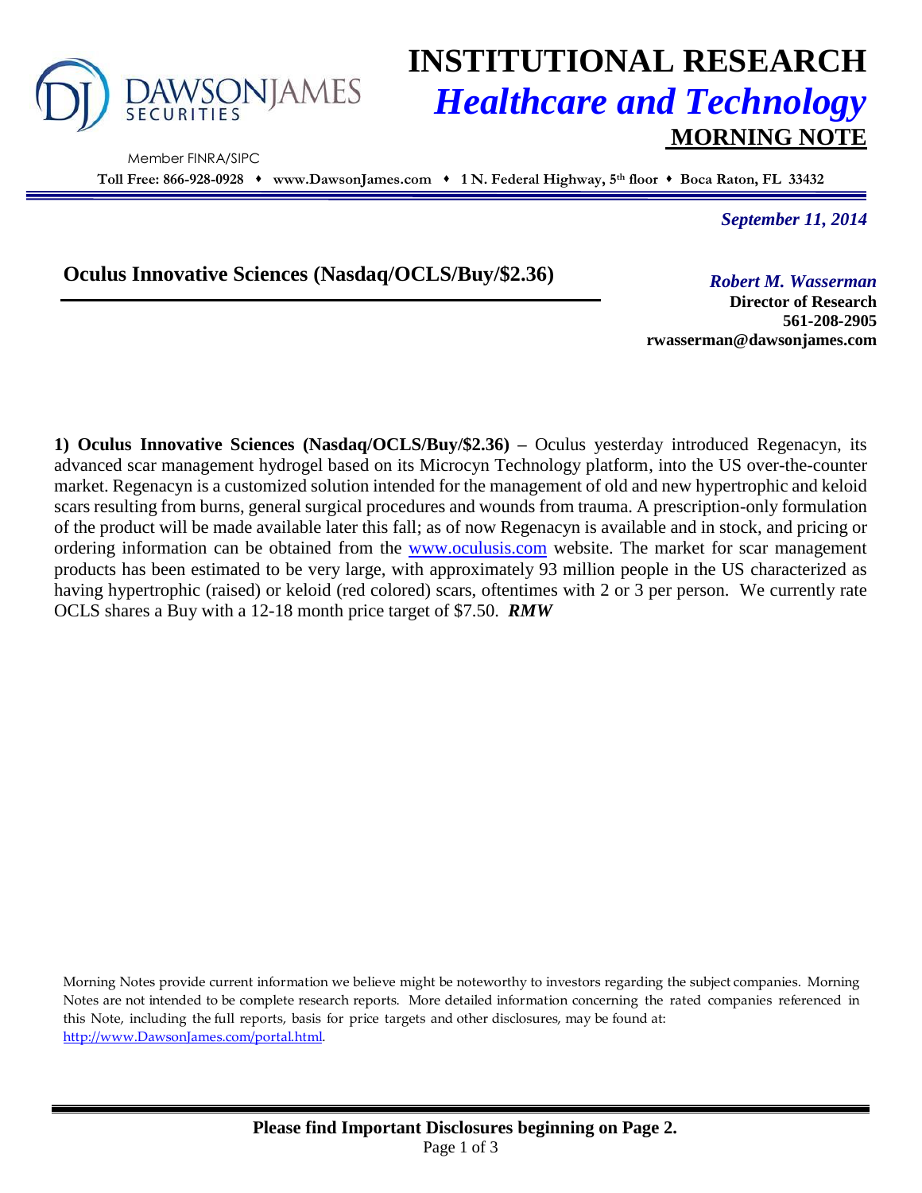# INSTITUTIONAL RESEARCH

## *Healthcare and Technology*

## MORNING NOTE

DAWSON JAMES SECURITIES

Member FINRA/SIPC

**Toll Free: 866-928-0928 ♦ www.DawsonJames.com ♦ 1 N. Federal Highway, 5th floor ♦ Boca Raton, FL 33432**

*September 11, 2014*

### Oculus Innovative Sciences (Nasdaq/OCLS/Buy/$2.36)

*Robert M. Wasserman*
**Director of Research**
**561-208-2905**
**rwasserman@dawsonjames.com**

**1) Oculus Innovative Sciences (Nasdaq/OCLS/Buy/$2.36) –** Oculus yesterday introduced Regenacyn, its advanced scar management hydrogel based on its Microcyn Technology platform, into the US over-the-counter market. Regenacyn is a customized solution intended for the management of old and new hypertrophic and keloid scars resulting from burns, general surgical procedures and wounds from trauma. A prescription-only formulation of the product will be made available later this fall; as of now Regenacyn is available and in stock, and pricing or ordering information can be obtained from the [www.oculusis.com](http://www.oculusis.com) website. The market for scar management products has been estimated to be very large, with approximately 93 million people in the US characterized as having hypertrophic (raised) or keloid (red colored) scars, oftentimes with 2 or 3 per person. We currently rate OCLS shares a Buy with a 12-18 month price target of $7.50. ***RMW***

Morning Notes provide current information we believe might be noteworthy to investors regarding the subject companies. Morning Notes are not intended to be complete research reports. More detailed information concerning the rated companies referenced in this Note, including the full reports, basis for price targets and other disclosures, may be found at: [http://www.DawsonJames.com/portal.html](http://www.DawsonJames.com/portal.html).

**Please find Important Disclosures beginning on Page 2.**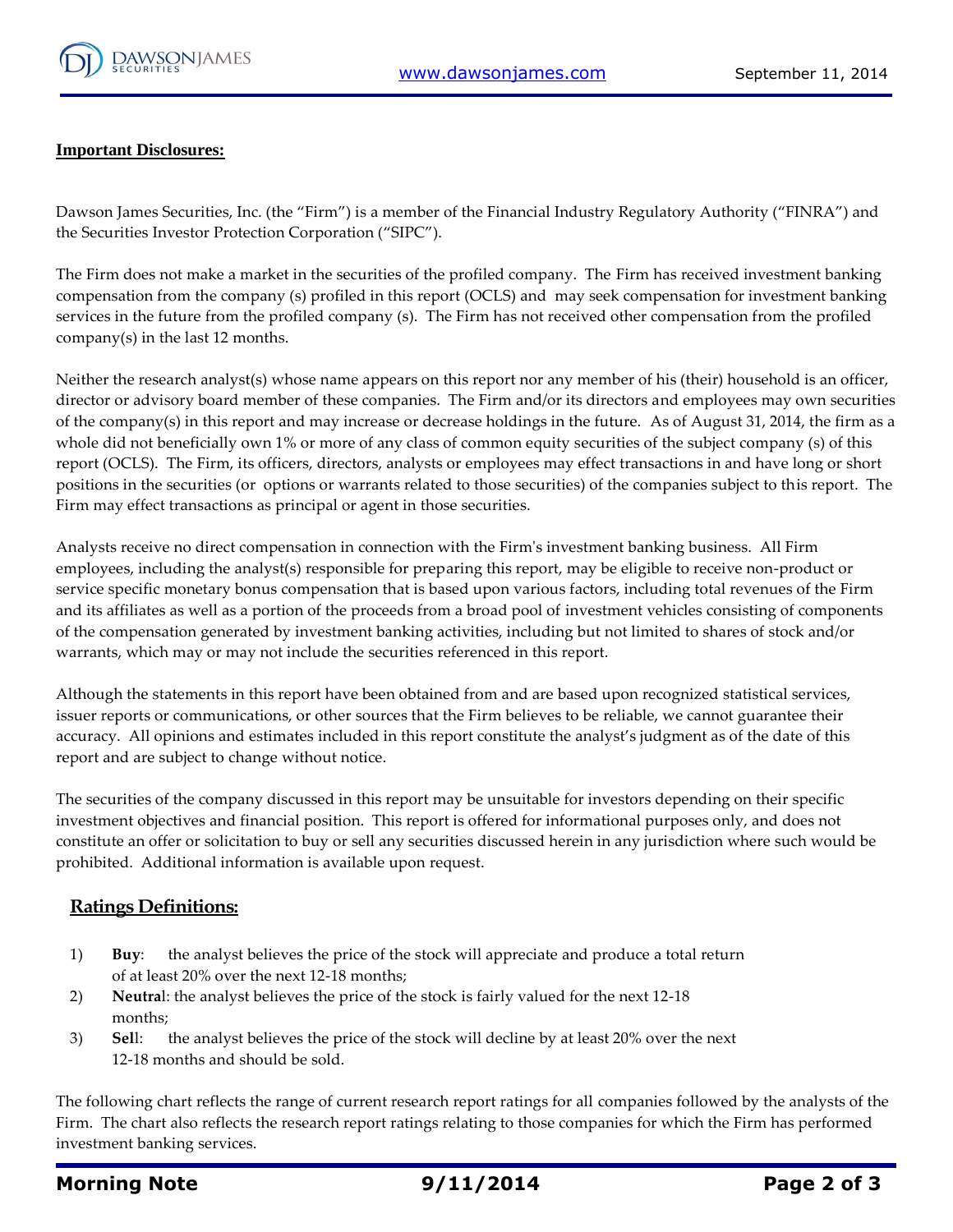## Important Disclosures:

Dawson James Securities, Inc. (the "Firm") is a member of the Financial Industry Regulatory Authority ("FINRA") and the Securities Investor Protection Corporation ("SIPC").

The Firm does not make a market in the securities of the profiled company. The Firm has received investment banking compensation from the company (s) profiled in this report (OCLS) and may seek compensation for investment banking services in the future from the profiled company (s). The Firm has not received other compensation from the profiled company(s) in the last 12 months.

Neither the research analyst(s) whose name appears on this report nor any member of his (their) household is an officer, director or advisory board member of these companies. The Firm and/or its directors and employees may own securities of the company(s) in this report and may increase or decrease holdings in the future. As of August 31, 2014, the firm as a whole did not beneficially own 1% or more of any class of common equity securities of the subject company (s) of this report (OCLS). The Firm, its officers, directors, analysts or employees may effect transactions in and have long or short positions in the securities (or options or warrants related to those securities) of the companies subject to this report. The Firm may effect transactions as principal or agent in those securities.

Analysts receive no direct compensation in connection with the Firm's investment banking business. All Firm employees, including the analyst(s) responsible for preparing this report, may be eligible to receive non-product or service specific monetary bonus compensation that is based upon various factors, including total revenues of the Firm and its affiliates as well as a portion of the proceeds from a broad pool of investment vehicles consisting of components of the compensation generated by investment banking activities, including but not limited to shares of stock and/or warrants, which may or may not include the securities referenced in this report.

Although the statements in this report have been obtained from and are based upon recognized statistical services, issuer reports or communications, or other sources that the Firm believes to be reliable, we cannot guarantee their accuracy. All opinions and estimates included in this report constitute the analyst's judgment as of the date of this report and are subject to change without notice.

The securities of the company discussed in this report may be unsuitable for investors depending on their specific investment objectives and financial position. This report is offered for informational purposes only, and does not constitute an offer or solicitation to buy or sell any securities discussed herein in any jurisdiction where such would be prohibited. Additional information is available upon request.

## Ratings Definitions:

1) **Buy**: the analyst believes the price of the stock will appreciate and produce a total return of at least 20% over the next 12-18 months;
2) **Neutral**: the analyst believes the price of the stock is fairly valued for the next 12-18 months;
3) **Sell**: the analyst believes the price of the stock will decline by at least 20% over the next 12-18 months and should be sold.

The following chart reflects the range of current research report ratings for all companies followed by the analysts of the Firm. The chart also reflects the research report ratings relating to those companies for which the Firm has performed investment banking services.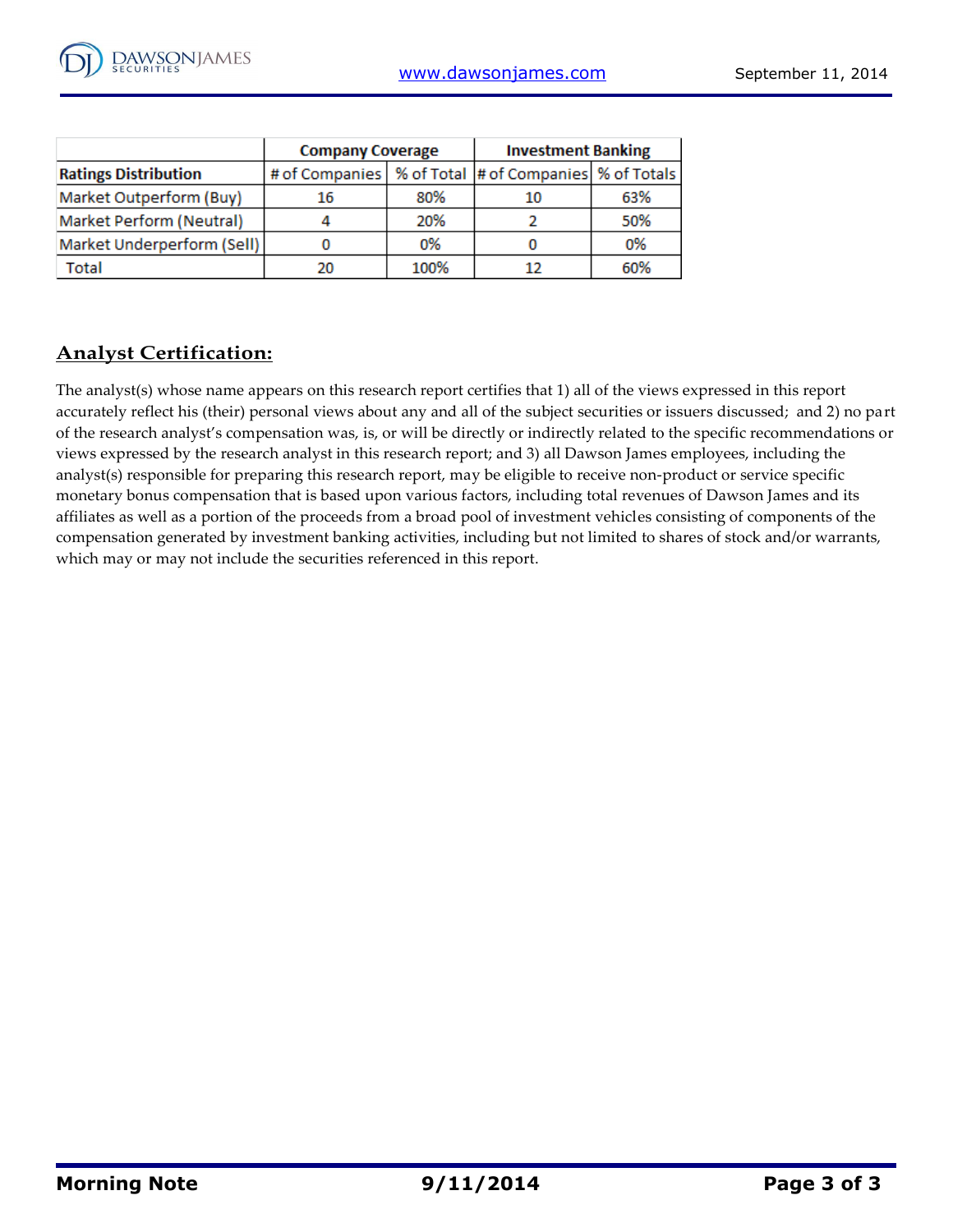| | Company Coverage | | Investment Banking | |
|---|---|---|---|---|
| Ratings Distribution | # of Companies | % of Total | # of Companies | % of Totals |
| Market Outperform (Buy) | 16 | 80% | 10 | 63% |
| Market Perform (Neutral) | 4 | 20% | 2 | 50% |
| Market Underperform (Sell) | 0 | 0% | 0 | 0% |
| Total | 20 | 100% | 12 | 60% |

## Analyst Certification:

The analyst(s) whose name appears on this research report certifies that 1) all of the views expressed in this report accurately reflect his (their) personal views about any and all of the subject securities or issuers discussed; and 2) no part of the research analyst's compensation was, is, or will be directly or indirectly related to the specific recommendations or views expressed by the research analyst in this research report; and 3) all Dawson James employees, including the analyst(s) responsible for preparing this research report, may be eligible to receive non-product or service specific monetary bonus compensation that is based upon various factors, including total revenues of Dawson James and its affiliates as well as a portion of the proceeds from a broad pool of investment vehicles consisting of components of the compensation generated by investment banking activities, including but not limited to shares of stock and/or warrants, which may or may not include the securities referenced in this report.